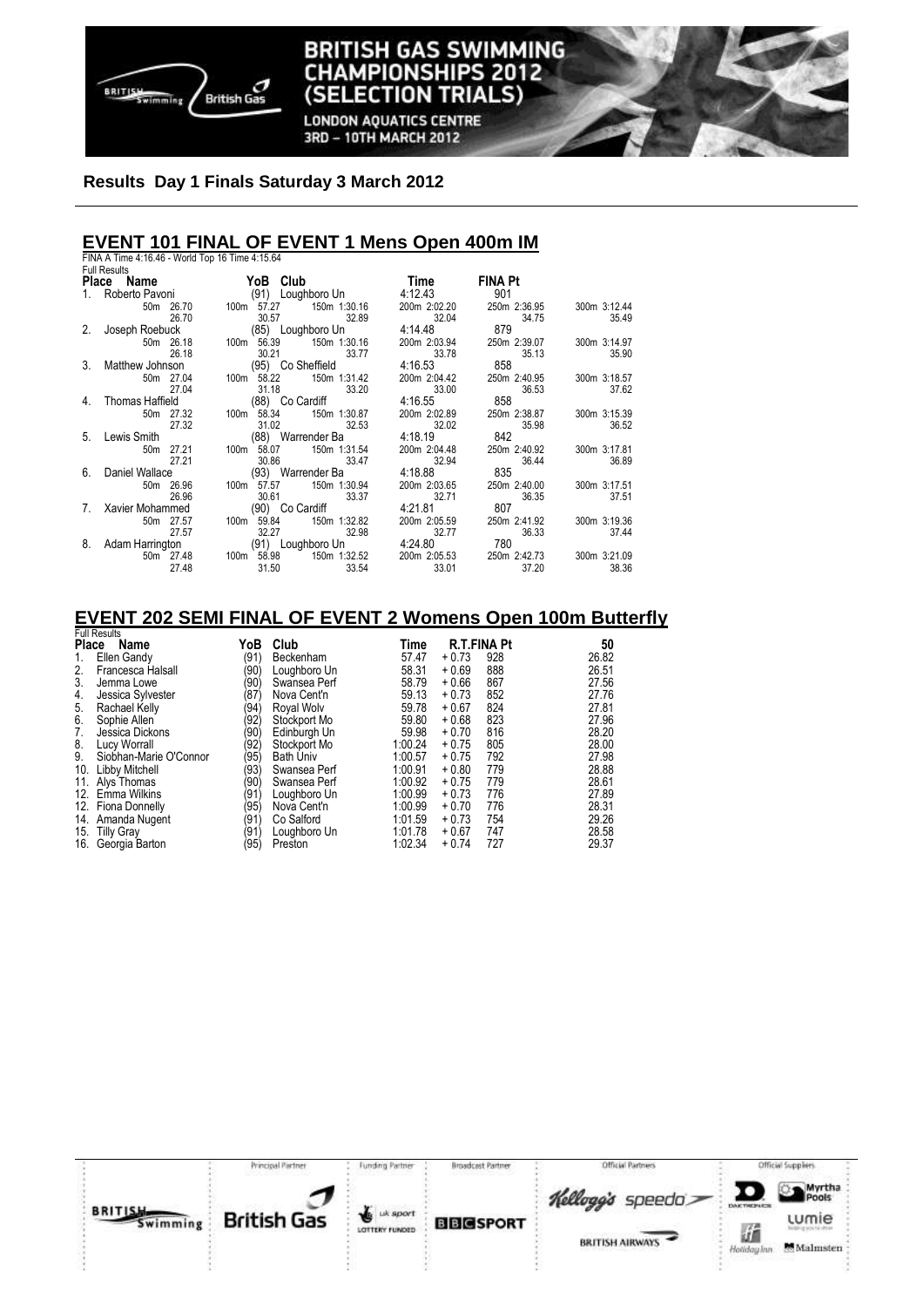**Results Day 1 Finals Saturday 3 March 2012**

## EVENT 101 FINAL OF EVENT 1 Mens Open 400m IM

FINA A Time 4:16.46 - World Top 16 Time 4:15.64

Full Results

| Place | Name | YoB | Club | Time | FINA Pt | |
|---|---|---|---|---|---|---|
| 1. | Roberto Pavoni | (91) | Loughboro Un | 4:12.43 | 901 | |
| | 50m 26.70 | 100m 57.27 | 150m 1:30.16 | 200m 2:02.20 | 250m 2:36.95 | 300m 3:12.44 |
| | 26.70 | 30.57 | 32.89 | 32.04 | 34.75 | 35.49 |
| 2. | Joseph Roebuck | (85) | Loughboro Un | 4:14.48 | 879 | |
| | 50m 26.18 | 100m 56.39 | 150m 1:30.16 | 200m 2:03.94 | 250m 2:39.07 | 300m 3:14.97 |
| | 26.18 | 30.21 | 33.77 | 33.78 | 35.13 | 35.90 |
| 3. | Matthew Johnson | (95) | Co Sheffield | 4:16.53 | 858 | |
| | 50m 27.04 | 100m 58.22 | 150m 1:31.42 | 200m 2:04.42 | 250m 2:40.95 | 300m 3:18.57 |
| | 27.04 | 31.18 | 33.20 | 33.00 | 36.53 | 37.62 |
| 4. | Thomas Haffield | (88) | Co Cardiff | 4:16.55 | 858 | |
| | 50m 27.32 | 100m 58.34 | 150m 1:30.87 | 200m 2:02.89 | 250m 2:38.87 | 300m 3:15.39 |
| | 27.32 | 31.02 | 32.53 | 32.02 | 35.98 | 36.52 |
| 5. | Lewis Smith | (88) | Warrender Ba | 4:18.19 | 842 | |
| | 50m 27.21 | 100m 58.07 | 150m 1:31.54 | 200m 2:04.48 | 250m 2:40.92 | 300m 3:17.81 |
| | 27.21 | 30.86 | 33.47 | 32.94 | 36.44 | 36.89 |
| 6. | Daniel Wallace | (93) | Warrender Ba | 4:18.88 | 835 | |
| | 50m 26.96 | 100m 57.57 | 150m 1:30.94 | 200m 2:03.65 | 250m 2:40.00 | 300m 3:17.51 |
| | 26.96 | 30.61 | 33.37 | 32.71 | 36.35 | 37.51 |
| 7. | Xavier Mohammed | (90) | Co Cardiff | 4:21.81 | 807 | |
| | 50m 27.57 | 100m 59.84 | 150m 1:32.82 | 200m 2:05.59 | 250m 2:41.92 | 300m 3:19.36 |
| | 27.57 | 32.27 | 32.98 | 32.77 | 36.33 | 37.44 |
| 8. | Adam Harrington | (91) | Loughboro Un | 4:24.80 | 780 | |
| | 50m 27.48 | 100m 58.98 | 150m 1:32.52 | 200m 2:05.53 | 250m 2:42.73 | 300m 3:21.09 |
| | 27.48 | 31.50 | 33.54 | 33.01 | 37.20 | 38.36 |

## EVENT 202 SEMI FINAL OF EVENT 2 Womens Open 100m Butterfly

Full Results

| Place | Name | YoB | Club | Time | R.T. | FINA Pt | 50 |
|---|---|---|---|---|---|---|---|
| 1. | Ellen Gandy | (91) | Beckenham | 57.47 | + 0.73 | 928 | 26.82 |
| 2. | Francesca Halsall | (90) | Loughboro Un | 58.31 | + 0.69 | 888 | 26.51 |
| 3. | Jemma Lowe | (90) | Swansea Perf | 58.79 | + 0.66 | 867 | 27.56 |
| 4. | Jessica Sylvester | (87) | Nova Cent'n | 59.13 | + 0.73 | 852 | 27.76 |
| 5. | Rachael Kelly | (94) | Royal Wolv | 59.78 | + 0.67 | 824 | 27.81 |
| 6. | Sophie Allen | (92) | Stockport Mo | 59.80 | + 0.68 | 823 | 27.96 |
| 7. | Jessica Dickons | (90) | Edinburgh Un | 59.98 | + 0.70 | 816 | 28.20 |
| 8. | Lucy Worrall | (92) | Stockport Mo | 1:00.24 | + 0.75 | 805 | 28.00 |
| 9. | Siobhan-Marie O'Connor | (95) | Bath Univ | 1:00.57 | + 0.75 | 792 | 27.98 |
| 10. | Libby Mitchell | (93) | Swansea Perf | 1:00.91 | + 0.80 | 779 | 28.88 |
| 11. | Alys Thomas | (90) | Swansea Perf | 1:00.92 | + 0.75 | 779 | 28.61 |
| 12. | Emma Wilkins | (91) | Loughboro Un | 1:00.99 | + 0.73 | 776 | 27.89 |
| 12. | Fiona Donnelly | (95) | Nova Cent'n | 1:00.99 | + 0.70 | 776 | 28.31 |
| 14. | Amanda Nugent | (91) | Co Salford | 1:01.59 | + 0.73 | 754 | 29.26 |
| 15. | Tilly Gray | (91) | Loughboro Un | 1:01.78 | + 0.67 | 747 | 28.58 |
| 16. | Georgia Barton | (95) | Preston | 1:02.34 | + 0.74 | 727 | 29.37 |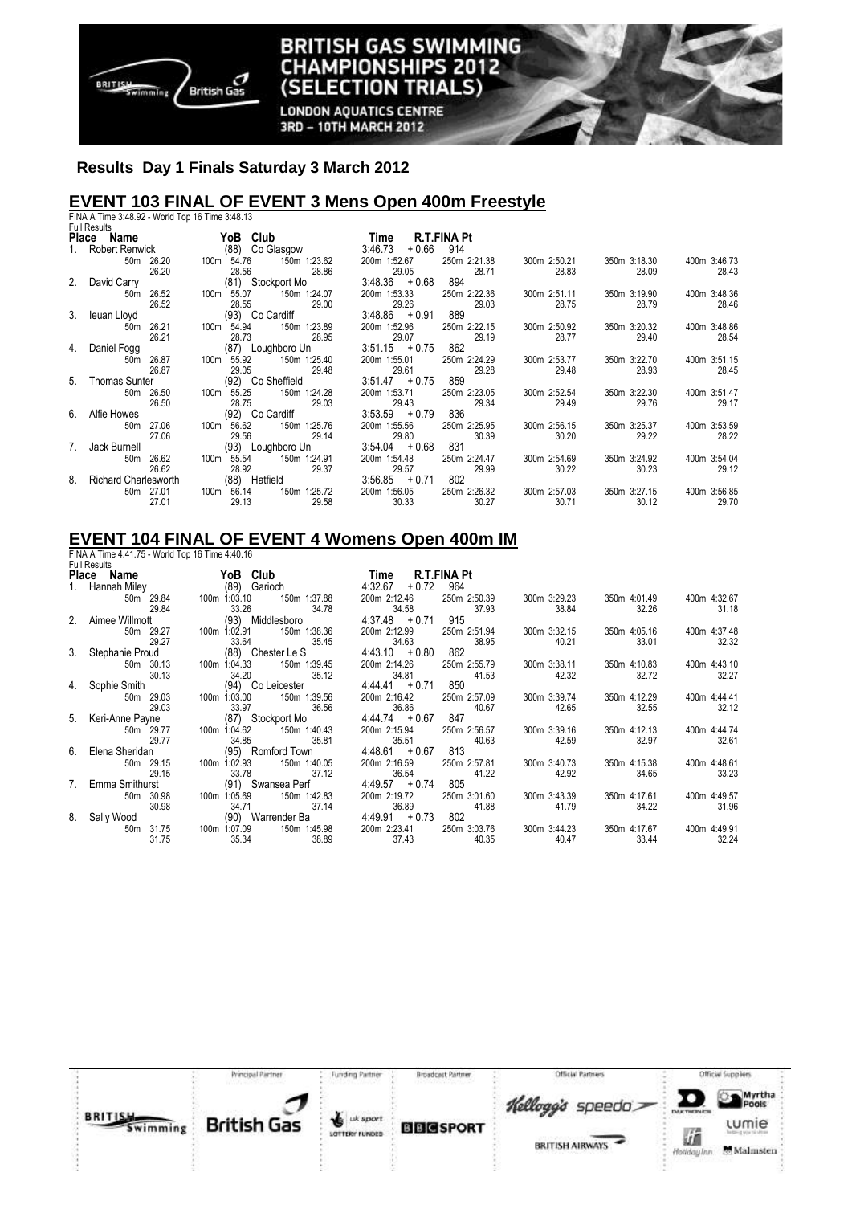**Results Day 1 Finals Saturday 3 March 2012**

## EVENT 103 FINAL OF EVENT 3 Mens Open 400m Freestyle

FINA A Time 3:48.92 - World Top 16 Time 3:48.13

Full Results

| Place | Name | YoB | Club | Time | R.T. | FINA Pt |
|---|---|---|---|---|---|---|
| 1. | Robert Renwick | (88) | Co Glasgow | 3:46.73 | +0.66 | 914 |
| 2. | David Carry | (81) | Stockport Mo | 3:48.36 | +0.68 | 894 |
| 3. | Ieuan Lloyd | (93) | Co Cardiff | 3:48.86 | +0.91 | 889 |
| 4. | Daniel Fogg | (87) | Loughboro Un | 3:51.15 | +0.75 | 862 |
| 5. | Thomas Sunter | (92) | Co Sheffield | 3:51.47 | +0.75 | 859 |
| 6. | Alfie Howes | (92) | Co Cardiff | 3:53.59 | +0.79 | 836 |
| 7. | Jack Burnell | (93) | Loughboro Un | 3:54.04 | +0.68 | 831 |
| 8. | Richard Charlesworth | (88) | Hatfield | 3:56.85 | +0.71 | 802 |

Splits:

| Name | 50m | 100m | 150m | 200m | 250m | 300m | 350m | 400m |
|---|---|---|---|---|---|---|---|---|
| Robert Renwick | 26.20 | 54.76 | 1:23.62 | 1:52.67 | 2:21.38 | 2:50.21 | 3:18.30 | 3:46.73 |
| | 26.20 | 28.56 | 28.86 | 29.05 | 28.71 | 28.83 | 28.09 | 28.43 |
| David Carry | 26.52 | 55.07 | 1:24.07 | 1:53.33 | 2:22.36 | 2:51.11 | 3:19.90 | 3:48.36 |
| | 26.52 | 28.55 | 29.00 | 29.26 | 29.03 | 28.75 | 28.79 | 28.46 |
| Ieuan Lloyd | 26.21 | 54.94 | 1:23.89 | 1:52.96 | 2:22.15 | 2:50.92 | 3:20.32 | 3:48.86 |
| | 26.21 | 28.73 | 28.95 | 29.07 | 29.19 | 28.77 | 29.40 | 28.54 |
| Daniel Fogg | 26.87 | 55.92 | 1:25.40 | 1:55.01 | 2:24.29 | 2:53.77 | 3:22.70 | 3:51.15 |
| | 26.87 | 29.05 | 29.48 | 29.61 | 29.28 | 29.48 | 28.93 | 28.45 |
| Thomas Sunter | 26.50 | 55.25 | 1:24.28 | 1:53.71 | 2:23.05 | 2:52.54 | 3:22.30 | 3:51.47 |
| | 26.50 | 28.75 | 29.03 | 29.43 | 29.34 | 29.49 | 29.76 | 29.17 |
| Alfie Howes | 27.06 | 56.62 | 1:25.76 | 1:55.56 | 2:25.95 | 2:56.15 | 3:25.37 | 3:53.59 |
| | 27.06 | 29.56 | 29.14 | 29.80 | 30.39 | 30.20 | 29.22 | 28.22 |
| Jack Burnell | 26.62 | 55.54 | 1:24.91 | 1:54.48 | 2:24.47 | 2:54.69 | 3:24.92 | 3:54.04 |
| | 26.62 | 28.92 | 29.37 | 29.57 | 29.99 | 30.22 | 30.23 | 29.12 |
| Richard Charlesworth | 27.01 | 56.14 | 1:25.72 | 1:56.05 | 2:26.32 | 2:57.03 | 3:27.15 | 3:56.85 |
| | 27.01 | 29.13 | 29.58 | 30.33 | 30.27 | 30.71 | 30.12 | 29.70 |

## EVENT 104 FINAL OF EVENT 4 Womens Open 400m IM

FINA A Time 4:41.75 - World Top 16 Time 4:40.16

Full Results

| Place | Name | YoB | Club | Time | R.T. | FINA Pt |
|---|---|---|---|---|---|---|
| 1. | Hannah Miley | (89) | Garioch | 4:32.67 | +0.72 | 964 |
| 2. | Aimee Willmott | (93) | Middlesboro | 4:37.48 | +0.71 | 915 |
| 3. | Stephanie Proud | (88) | Chester Le S | 4:43.10 | +0.80 | 862 |
| 4. | Sophie Smith | (94) | Co Leicester | 4:44.41 | +0.71 | 850 |
| 5. | Keri-Anne Payne | (87) | Stockport Mo | 4:44.74 | +0.67 | 847 |
| 6. | Elena Sheridan | (95) | Romford Town | 4:48.61 | +0.67 | 813 |
| 7. | Emma Smithurst | (91) | Swansea Perf | 4:49.57 | +0.74 | 805 |
| 8. | Sally Wood | (90) | Warrender Ba | 4:49.91 | +0.73 | 802 |

Splits:

| Name | 50m | 100m | 150m | 200m | 250m | 300m | 350m | 400m |
|---|---|---|---|---|---|---|---|---|
| Hannah Miley | 29.84 | 1:03.10 | 1:37.88 | 2:12.46 | 2:50.39 | 3:29.23 | 4:01.49 | 4:32.67 |
| | 29.84 | 33.26 | 34.78 | 34.58 | 37.93 | 38.84 | 32.26 | 31.18 |
| Aimee Willmott | 29.27 | 1:02.91 | 1:38.36 | 2:12.99 | 2:51.94 | 3:32.15 | 4:05.16 | 4:37.48 |
| | 29.27 | 33.64 | 35.45 | 34.63 | 38.95 | 40.21 | 33.01 | 32.32 |
| Stephanie Proud | 30.13 | 1:04.33 | 1:39.45 | 2:14.26 | 2:55.79 | 3:38.11 | 4:10.83 | 4:43.10 |
| | 30.13 | 34.20 | 35.12 | 34.81 | 41.53 | 42.32 | 32.72 | 32.27 |
| Sophie Smith | 29.03 | 1:03.00 | 1:39.56 | 2:16.42 | 2:57.09 | 3:39.74 | 4:12.29 | 4:44.41 |
| | 29.03 | 33.97 | 36.56 | 36.86 | 40.67 | 42.65 | 32.55 | 32.12 |
| Keri-Anne Payne | 29.77 | 1:04.62 | 1:40.43 | 2:15.94 | 2:56.57 | 3:39.16 | 4:12.13 | 4:44.74 |
| | 29.77 | 34.85 | 35.81 | 35.51 | 40.63 | 42.59 | 32.97 | 32.61 |
| Elena Sheridan | 29.15 | 1:02.93 | 1:40.05 | 2:16.59 | 2:57.81 | 3:40.73 | 4:15.38 | 4:48.61 |
| | 29.15 | 33.78 | 37.12 | 36.54 | 41.22 | 42.92 | 34.65 | 33.23 |
| Emma Smithurst | 30.98 | 1:05.69 | 1:42.83 | 2:19.72 | 3:01.60 | 3:43.39 | 4:17.61 | 4:49.57 |
| | 30.98 | 34.71 | 37.14 | 36.89 | 41.88 | 41.79 | 34.22 | 31.96 |
| Sally Wood | 31.75 | 1:07.09 | 1:45.98 | 2:23.41 | 3:03.76 | 3:44.23 | 4:17.67 | 4:49.91 |
| | 31.75 | 35.34 | 38.89 | 37.43 | 40.35 | 40.47 | 33.44 | 32.24 |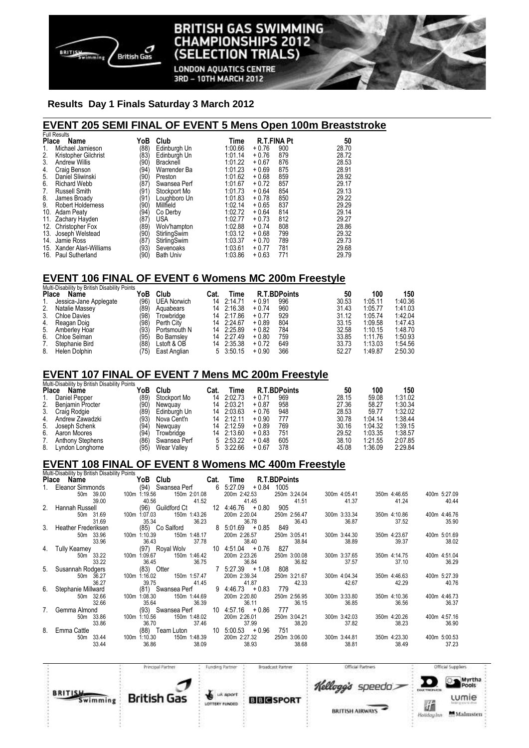**Results Day 1 Finals Saturday 3 March 2012**

## EVENT 205 SEMI FINAL OF EVENT 5 Mens Open 100m Breaststroke

Full Results

| Place | Name | YoB | Club | Time | R.T. | FINA Pt | 50 |
|---|---|---|---|---|---|---|---|
| 1. | Michael Jamieson | (88) | Edinburgh Un | 1:00.66 | + 0.76 | 900 | 28.70 |
| 2. | Kristopher Gilchrist | (83) | Edinburgh Un | 1:01.14 | + 0.76 | 879 | 28.72 |
| 3. | Andrew Willis | (90) | Bracknell | 1:01.22 | + 0.67 | 876 | 28.53 |
| 4. | Craig Benson | (94) | Warrender Ba | 1:01.23 | + 0.69 | 875 | 28.91 |
| 5. | Daniel Sliwinski | (90) | Preston | 1:01.62 | + 0.68 | 859 | 28.92 |
| 6. | Richard Webb | (87) | Swansea Perf | 1:01.67 | + 0.72 | 857 | 29.17 |
| 7. | Russell Smith | (91) | Stockport Mo | 1:01.73 | + 0.64 | 854 | 29.13 |
| 8. | James Broady | (91) | Loughboro Un | 1:01.83 | + 0.78 | 850 | 29.22 |
| 9. | Robert Holderness | (90) | Millfield | 1:02.14 | + 0.65 | 837 | 29.29 |
| 10. | Adam Peaty | (94) | Co Derby | 1:02.72 | + 0.64 | 814 | 29.14 |
| 11. | Zachary Hayden | (87) | USA | 1:02.77 | + 0.73 | 812 | 29.27 |
| 12. | Christopher Fox | (89) | Wolv'hampton | 1:02.88 | + 0.74 | 808 | 28.86 |
| 13. | Joseph Welstead | (90) | StirlingSwim | 1:03.12 | + 0.68 | 799 | 29.32 |
| 14. | Jamie Ross | (87) | StirlingSwim | 1:03.37 | + 0.70 | 789 | 29.73 |
| 15. | Xander Alari-Williams | (93) | Sevenoaks | 1:03.61 | + 0.77 | 781 | 29.68 |
| 16. | Paul Sutherland | (90) | Bath Univ | 1:03.86 | + 0.63 | 771 | 29.79 |

## EVENT 106 FINAL OF EVENT 6 Womens MC 200m Freestyle

Multi-Disability by British Disability Points

| Place | Name | YoB | Club | Cat. | Time | R.T. | BDPoints | 50 | 100 | 150 |
|---|---|---|---|---|---|---|---|---|---|---|
| 1. | Jessica-Jane Applegate | (96) | UEA Norwich | 14 | 2:14.71 | + 0.91 | 996 | 30.53 | 1:05.11 | 1:40.36 |
| 2. | Natalie Massey | (89) | Aquabears | 14 | 2:16.38 | + 0.74 | 960 | 31.43 | 1:05.77 | 1:41.03 |
| 3. | Chloe Davies | (98) | Trowbridge | 14 | 2:17.86 | + 0.77 | 929 | 31.12 | 1:05.74 | 1:42.04 |
| 4. | Reagan Doig | (98) | Perth City | 14 | 2:24.67 | + 0.89 | 804 | 33.15 | 1:09.58 | 1:47.43 |
| 5. | Amberley Hoar | (93) | Portsmouth N | 14 | 2:25.89 | + 0.82 | 784 | 32.58 | 1:10.15 | 1:48.70 |
| 6. | Chloe Selman | (95) | Bo Barnsley | 14 | 2:27.49 | + 0.80 | 759 | 33.85 | 1:11.76 | 1:50.93 |
| 7. | Stephanie Bird | (88) | Lstoft & OB | 14 | 2:35.38 | + 0.72 | 649 | 33.73 | 1:13.03 | 1:54.56 |
| 8. | Helen Dolphin | (75) | East Anglian | 5 | 3:50.15 | + 0.90 | 366 | 52.27 | 1:49.87 | 2:50.30 |

## EVENT 107 FINAL OF EVENT 7 Mens MC 200m Freestyle

Multi-Disability by British Disability Points

| Place | Name | YoB | Club | Cat. | Time | R.T. | BDPoints | 50 | 100 | 150 |
|---|---|---|---|---|---|---|---|---|---|---|
| 1. | Daniel Pepper | (89) | Stockport Mo | 14 | 2:02.73 | + 0.71 | 969 | 28.15 | 59.08 | 1:31.02 |
| 2. | Benjamin Procter | (90) | Newquay | 14 | 2:03.21 | + 0.87 | 958 | 27.36 | 58.27 | 1:30.34 |
| 3. | Craig Rodgie | (89) | Edinburgh Un | 14 | 2:03.63 | + 0.76 | 948 | 28.53 | 59.77 | 1:32.02 |
| 4. | Andrew Zawadzki | (93) | Nova Cent'n | 14 | 2:12.11 | + 0.90 | 777 | 30.78 | 1:04.14 | 1:38.44 |
| 5. | Joseph Schenk | (94) | Newquay | 14 | 2:12.59 | + 0.89 | 769 | 30.16 | 1:04.32 | 1:39.15 |
| 6. | Aaron Moores | (94) | Trowbridge | 14 | 2:13.60 | + 0.83 | 751 | 29.52 | 1:03.35 | 1:38.57 |
| 7. | Anthony Stephens | (86) | Swansea Perf | 5 | 2:53.22 | + 0.48 | 605 | 38.10 | 1:21.55 | 2:07.85 |
| 8. | Lyndon Longhorne | (95) | Wear Valley | 5 | 3:22.66 | + 0.67 | 378 | 45.08 | 1:36.09 | 2:29.84 |

## EVENT 108 FINAL OF EVENT 8 Womens MC 400m Freestyle

Multi-Disability by British Disability Points

| Place | Name | YoB | Club | Cat. | Time | R.T. | BDPoints | | | |
|---|---|---|---|---|---|---|---|---|---|---|
| 1. | Eleanor Simmonds | (94) | Swansea Perf | 6 | 5:27.09 | + 0.84 | 1005 | | | |
| | 50m 39.00 | 100m 1:19.56 | 150m 2:01.08 | 200m 2:42.53 | 250m 3:24.04 | 300m 4:05.41 | 350m 4:46.65 | 400m 5:27.09 | | |
| | 39.00 | 40.56 | 41.52 | 41.45 | 41.51 | 41.37 | 41.24 | 40.44 | | |
| 2. | Hannah Russell | (96) | Guildford Ct | 12 | 4:46.76 | + 0.80 | 905 | | | |
| | 50m 31.69 | 100m 1:07.03 | 150m 1:43.26 | 200m 2:20.04 | 250m 2:56.47 | 300m 3:33.34 | 350m 4:10.86 | 400m 4:46.76 | | |
| | 31.69 | 35.34 | 36.23 | 36.78 | 36.43 | 36.87 | 37.52 | 35.90 | | |
| 3. | Heather Frederiksen | (85) | Co Salford | 8 | 5:01.69 | + 0.85 | 849 | | | |
| | 50m 33.96 | 100m 1:10.39 | 150m 1:48.17 | 200m 2:26.57 | 250m 3:05.41 | 300m 3:44.30 | 350m 4:23.67 | 400m 5:01.69 | | |
| | 33.96 | 36.43 | 37.78 | 38.40 | 38.84 | 38.89 | 39.37 | 38.02 | | |
| 4. | Tully Kearney | (97) | Royal Wolv | 10 | 4:51.04 | + 0.76 | 827 | | | |
| | 50m 33.22 | 100m 1:09.67 | 150m 1:46.42 | 200m 2:23.26 | 250m 3:00.08 | 300m 3:37.65 | 350m 4:14.75 | 400m 4:51.04 | | |
| | 33.22 | 36.45 | 36.75 | 36.84 | 36.82 | 37.57 | 37.10 | 36.29 | | |
| 5. | Susannah Rodgers | (83) | Otter | 7 | 5:27.39 | + 1.08 | 808 | | | |
| | 50m 36.27 | 100m 1:16.02 | 150m 1:57.47 | 200m 2:39.34 | 250m 3:21.67 | 300m 4:04.34 | 350m 4:46.63 | 400m 5:27.39 | | |
| | 36.27 | 39.75 | 41.45 | 41.87 | 42.33 | 42.67 | 42.29 | 40.76 | | |
| 6. | Stephanie Millward | (81) | Swansea Perf | 9 | 4:46.73 | + 0.83 | 779 | | | |
| | 50m 32.66 | 100m 1:08.30 | 150m 1:44.69 | 200m 2:20.80 | 250m 2:56.95 | 300m 3:33.80 | 350m 4:10.36 | 400m 4:46.73 | | |
| | 32.66 | 35.64 | 36.39 | 36.11 | 36.15 | 36.85 | 36.56 | 36.37 | | |
| 7. | Gemma Almond | (93) | Swansea Perf | 10 | 4:57.16 | + 0.86 | 777 | | | |
| | 50m 33.86 | 100m 1:10.56 | 150m 1:48.02 | 200m 2:26.01 | 250m 3:04.21 | 300m 3:42.03 | 350m 4:20.26 | 400m 4:57.16 | | |
| | 33.86 | 36.70 | 37.46 | 37.99 | 38.20 | 37.82 | 38.23 | 36.90 | | |
| 8. | Emma Cattle | (88) | Team Luton | 10 | 5:00.53 | + 0.96 | 751 | | | |
| | 50m 33.44 | 100m 1:10.30 | 150m 1:48.39 | 200m 2:27.32 | 250m 3:06.00 | 300m 3:44.81 | 350m 4:23.30 | 400m 5:00.53 | | |
| | 33.44 | 36.86 | 38.09 | 38.93 | 38.68 | 38.81 | 38.49 | 37.23 | | |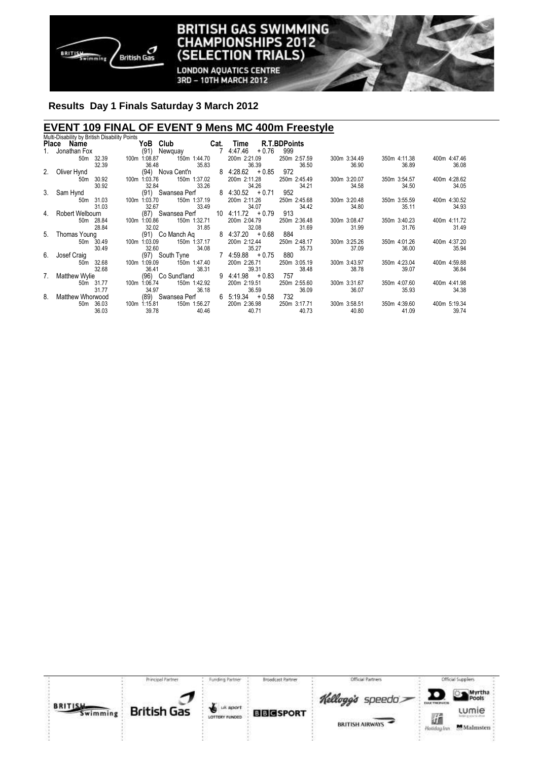**Results Day 1 Finals Saturday 3 March 2012**

## EVENT 109 FINAL OF EVENT 9 Mens MC 400m Freestyle

Multi-Disability by British Disability Points

| Place | Name | YoB | Club | Cat. | Time | R.T. | BDPoints | | | | | | |
|---|---|---|---|---|---|---|---|---|---|---|---|---|---|
| 1. | Jonathan Fox | (91) | Newquay | 7 | 4:47.46 | +0.76 | 999 | | | | | | |
| | | | | | | | | | | | | | |
| | 50m 32.39 | 100m 1:08.87 | 150m 1:44.70 | | 200m 2:21.09 | | 250m 2:57.59 | 300m 3:34.49 | 350m 4:11.38 | 400m 4:47.46 | | | |
| | 32.39 | 36.48 | 35.83 | | 36.39 | | 36.50 | 36.90 | 36.89 | 36.08 | | | |
| 2. | Oliver Hynd | (94) | Nova Cent'n | 8 | 4:28.62 | +0.85 | 972 | | | | | | |
| | 50m 30.92 | 100m 1:03.76 | 150m 1:37.02 | | 200m 2:11.28 | | 250m 2:45.49 | 300m 3:20.07 | 350m 3:54.57 | 400m 4:28.62 | | | |
| | 30.92 | 32.84 | 33.26 | | 34.26 | | 34.21 | 34.58 | 34.50 | 34.05 | | | |
| 3. | Sam Hynd | (91) | Swansea Perf | 8 | 4:30.52 | +0.71 | 952 | | | | | | |
| | 50m 31.03 | 100m 1:03.70 | 150m 1:37.19 | | 200m 2:11.26 | | 250m 2:45.68 | 300m 3:20.48 | 350m 3:55.59 | 400m 4:30.52 | | | |
| | 31.03 | 32.67 | 33.49 | | 34.07 | | 34.42 | 34.80 | 35.11 | 34.93 | | | |
| 4. | Robert Welbourn | (87) | Swansea Perf | 10 | 4:11.72 | +0.79 | 913 | | | | | | |
| | 50m 28.84 | 100m 1:00.86 | 150m 1:32.71 | | 200m 2:04.79 | | 250m 2:36.48 | 300m 3:08.47 | 350m 3:40.23 | 400m 4:11.72 | | | |
| | 28.84 | 32.02 | 31.85 | | 32.08 | | 31.69 | 31.99 | 31.76 | 31.49 | | | |
| 5. | Thomas Young | (91) | Co Manch Aq | 8 | 4:37.20 | +0.68 | 884 | | | | | | |
| | 50m 30.49 | 100m 1:03.09 | 150m 1:37.17 | | 200m 2:12.44 | | 250m 2:48.17 | 300m 3:25.26 | 350m 4:01.26 | 400m 4:37.20 | | | |
| | 30.49 | 32.60 | 34.08 | | 35.27 | | 35.73 | 37.09 | 36.00 | 35.94 | | | |
| 6. | Josef Craig | (97) | South Tyne | 7 | 4:59.88 | +0.75 | 880 | | | | | | |
| | 50m 32.68 | 100m 1:09.09 | 150m 1:47.40 | | 200m 2:26.71 | | 250m 3:05.19 | 300m 3:43.97 | 350m 4:23.04 | 400m 4:59.88 | | | |
| | 32.68 | 36.41 | 38.31 | | 39.31 | | 38.48 | 38.78 | 39.07 | 36.84 | | | |
| 7. | Matthew Wylie | (96) | Co Sund'land | 9 | 4:41.98 | +0.83 | 757 | | | | | | |
| | 50m 31.77 | 100m 1:06.74 | 150m 1:42.92 | | 200m 2:19.51 | | 250m 2:55.60 | 300m 3:31.67 | 350m 4:07.60 | 400m 4:41.98 | | | |
| | 31.77 | 34.97 | 36.18 | | 36.59 | | 36.09 | 36.07 | 35.93 | 34.38 | | | |
| 8. | Matthew Whorwood | (89) | Swansea Perf | 6 | 5:19.34 | +0.58 | 732 | | | | | | |
| | 50m 36.03 | 100m 1:15.81 | 150m 1:56.27 | | 200m 2:36.98 | | 250m 3:17.71 | 300m 3:58.51 | 350m 4:39.60 | 400m 5:19.34 | | | |
| | 36.03 | 39.78 | 40.46 | | 40.71 | | 40.73 | 40.80 | 41.09 | 39.74 | | | |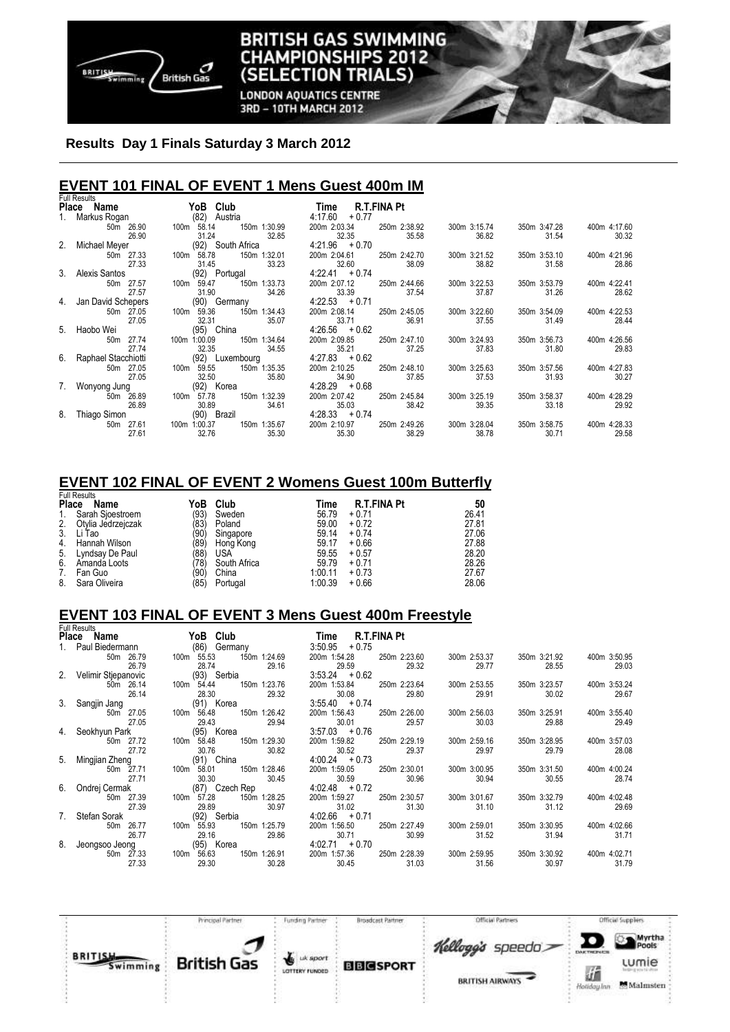## Results Day 1 Finals Saturday 3 March 2012

## EVENT 101 FINAL OF EVENT 1 Mens Guest 400m IM

Full Results

| Place | Name | YoB | Club | Time | R.T. | FINA Pt |
|---|---|---|---|---|---|---|
| 1. | Markus Rogan | (82) | Austria | 4:17.60 | +0.77 | |
| 2. | Michael Meyer | (92) | South Africa | 4:21.96 | +0.70 | |
| 3. | Alexis Santos | (92) | Portugal | 4:22.41 | +0.74 | |
| 4. | Jan David Schepers | (90) | Germany | 4:22.53 | +0.71 | |
| 5. | Haobo Wei | (95) | China | 4:26.56 | +0.62 | |
| 6. | Raphael Stacchiotti | (92) | Luxembourg | 4:27.83 | +0.62 | |
| 7. | Wonyong Jung | (92) | Korea | 4:28.29 | +0.68 | |
| 8. | Thiago Simon | (90) | Brazil | 4:28.33 | +0.74 | |

Splits:

| Name | 50m | 100m | 150m | 200m | 250m | 300m | 350m | 400m |
|---|---|---|---|---|---|---|---|---|
| Markus Rogan | 26.90 | 58.14 | 1:30.99 | 2:03.34 | 2:38.92 | 3:15.74 | 3:47.28 | 4:17.60 |
| | 26.90 | 31.24 | 32.85 | 32.35 | 35.58 | 36.82 | 31.54 | 30.32 |
| Michael Meyer | 27.33 | 58.78 | 1:32.01 | 2:04.61 | 2:42.70 | 3:21.52 | 3:53.10 | 4:21.96 |
| | 27.33 | 31.45 | 33.23 | 32.60 | 38.09 | 38.82 | 31.58 | 28.86 |
| Alexis Santos | 27.57 | 59.47 | 1:33.73 | 2:07.12 | 2:44.66 | 3:22.53 | 3:53.79 | 4:22.41 |
| | 27.57 | 31.90 | 34.26 | 33.39 | 37.54 | 37.87 | 31.26 | 28.62 |
| Jan David Schepers | 27.05 | 59.36 | 1:34.43 | 2:08.14 | 2:45.05 | 3:22.60 | 3:54.09 | 4:22.53 |
| | 27.05 | 32.31 | 35.07 | 33.71 | 36.91 | 37.55 | 31.49 | 28.44 |
| Haobo Wei | 27.74 | 1:00.09 | 1:34.64 | 2:09.85 | 2:47.10 | 3:24.93 | 3:56.73 | 4:26.56 |
| | 27.74 | 32.35 | 34.55 | 35.21 | 37.25 | 37.83 | 31.80 | 29.83 |
| Raphael Stacchiotti | 27.05 | 59.55 | 1:35.35 | 2:10.25 | 2:48.10 | 3:25.63 | 3:57.56 | 4:27.83 |
| | 27.05 | 32.50 | 35.80 | 34.90 | 37.85 | 37.53 | 31.93 | 30.27 |
| Wonyong Jung | 26.89 | 57.78 | 1:32.39 | 2:07.42 | 2:45.84 | 3:25.19 | 3:58.37 | 4:28.29 |
| | 26.89 | 30.89 | 34.61 | 35.03 | 38.42 | 39.35 | 33.18 | 29.92 |
| Thiago Simon | 27.61 | 1:00.37 | 1:35.67 | 2:10.97 | 2:49.26 | 3:28.04 | 3:58.75 | 4:28.33 |
| | 27.61 | 32.76 | 35.30 | 35.30 | 38.29 | 38.78 | 30.71 | 29.58 |

## EVENT 102 FINAL OF EVENT 2 Womens Guest 100m Butterfly

Full Results

| Place | Name | YoB | Club | Time | R.T. | FINA Pt | 50 |
|---|---|---|---|---|---|---|---|
| 1. | Sarah Sjoestroem | (93) | Sweden | 56.79 | +0.71 | | 26.41 |
| 2. | Otylia Jedrzejczak | (83) | Poland | 59.00 | +0.72 | | 27.81 |
| 3. | Li Tao | (90) | Singapore | 59.14 | +0.74 | | 27.06 |
| 4. | Hannah Wilson | (89) | Hong Kong | 59.17 | +0.66 | | 27.88 |
| 5. | Lyndsay De Paul | (88) | USA | 59.55 | +0.57 | | 28.20 |
| 6. | Amanda Loots | (78) | South Africa | 59.79 | +0.71 | | 28.26 |
| 7. | Fan Guo | (90) | China | 1:00.11 | +0.73 | | 27.67 |
| 8. | Sara Oliveira | (85) | Portugal | 1:00.39 | +0.66 | | 28.06 |

## EVENT 103 FINAL OF EVENT 3 Mens Guest 400m Freestyle

Full Results

| Place | Name | YoB | Club | Time | R.T. | FINA Pt |
|---|---|---|---|---|---|---|
| 1. | Paul Biedermann | (86) | Germany | 3:50.95 | +0.75 | |
| 2. | Velimir Stjepanovic | (93) | Serbia | 3:53.24 | +0.62 | |
| 3. | Sangjin Jang | (91) | Korea | 3:55.40 | +0.74 | |
| 4. | Seokhyun Park | (95) | Korea | 3:57.03 | +0.76 | |
| 5. | Mingjian Zheng | (91) | China | 4:00.24 | +0.73 | |
| 6. | Ondrej Cermak | (87) | Czech Rep | 4:02.48 | +0.72 | |
| 7. | Stefan Sorak | (92) | Serbia | 4:02.66 | +0.71 | |
| 8. | Jeongsoo Jeong | (95) | Korea | 4:02.71 | +0.70 | |

Splits:

| Name | 50m | 100m | 150m | 200m | 250m | 300m | 350m | 400m |
|---|---|---|---|---|---|---|---|---|
| Paul Biedermann | 26.79 | 55.53 | 1:24.69 | 1:54.28 | 2:23.60 | 2:53.37 | 3:21.92 | 3:50.95 |
| | 26.79 | 28.74 | 29.16 | 29.59 | 29.32 | 29.77 | 28.55 | 29.03 |
| Velimir Stjepanovic | 26.14 | 54.44 | 1:23.76 | 1:53.84 | 2:23.64 | 2:53.55 | 3:23.57 | 3:53.24 |
| | 26.14 | 28.30 | 29.32 | 30.08 | 29.80 | 29.91 | 30.02 | 29.67 |
| Sangjin Jang | 27.05 | 56.48 | 1:26.42 | 1:56.43 | 2:26.00 | 2:56.03 | 3:25.91 | 3:55.40 |
| | 27.05 | 29.43 | 29.94 | 30.01 | 29.57 | 30.03 | 29.88 | 29.49 |
| Seokhyun Park | 27.72 | 58.48 | 1:29.30 | 1:59.82 | 2:29.19 | 2:59.16 | 3:28.95 | 3:57.03 |
| | 27.72 | 30.76 | 30.82 | 30.52 | 29.37 | 29.97 | 29.79 | 28.08 |
| Mingjian Zheng | 27.71 | 58.01 | 1:28.46 | 1:59.05 | 2:30.01 | 3:00.95 | 3:31.50 | 4:00.24 |
| | 27.71 | 30.30 | 30.45 | 30.59 | 30.96 | 30.94 | 30.55 | 28.74 |
| Ondrej Cermak | 27.39 | 57.28 | 1:28.25 | 1:59.27 | 2:30.57 | 3:01.67 | 3:32.79 | 4:02.48 |
| | 27.39 | 29.89 | 30.97 | 31.02 | 31.30 | 31.10 | 31.12 | 29.69 |
| Stefan Sorak | 26.77 | 55.93 | 1:25.79 | 1:56.50 | 2:27.49 | 2:59.01 | 3:30.95 | 4:02.66 |
| | 26.77 | 29.16 | 29.86 | 30.71 | 30.99 | 31.52 | 31.94 | 31.71 |
| Jeongsoo Jeong | 27.33 | 56.63 | 1:26.91 | 1:57.36 | 2:28.39 | 2:59.95 | 3:30.92 | 4:02.71 |
| | 27.33 | 29.30 | 30.28 | 30.45 | 31.03 | 31.56 | 30.97 | 31.79 |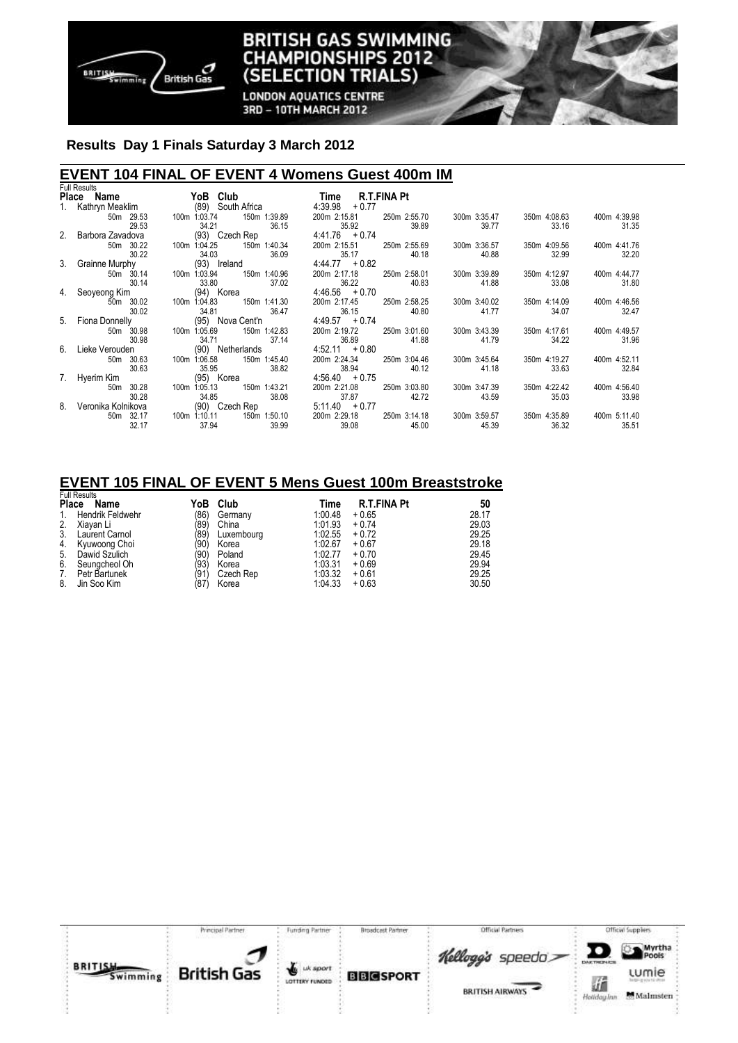**Results Day 1 Finals Saturday 3 March 2012**

## EVENT 104 FINAL OF EVENT 4 Womens Guest 400m IM

Full Results

| Place | Name | YoB | Club | Time | R.T. | FINA Pt |
|---|---|---|---|---|---|---|
| 1. | Kathryn Meaklim | (89) | South Africa | 4:39.98 | + 0.77 | |
| 2. | Barbora Zavadova | (93) | Czech Rep | 4:41.76 | + 0.74 | |
| 3. | Grainne Murphy | (93) | Ireland | 4:44.77 | + 0.82 | |
| 4. | Seoyeong Kim | (94) | Korea | 4:46.56 | + 0.70 | |
| 5. | Fiona Donnelly | (95) | Nova Cent'n | 4:49.57 | + 0.74 | |
| 6. | Lieke Verouden | (90) | Netherlands | 4:52.11 | + 0.80 | |
| 7. | Hyerim Kim | (95) | Korea | 4:56.40 | + 0.75 | |
| 8. | Veronika Kolnikova | (90) | Czech Rep | 5:11.40 | + 0.77 | |

Splits:

| Place | 50m | 100m | 150m | 200m | 250m | 300m | 350m | 400m |
|---|---|---|---|---|---|---|---|---|
| 1. | 29.53 | 1:03.74 | 1:39.89 | 2:15.81 | 2:55.70 | 3:35.47 | 4:08.63 | 4:39.98 |
| | 29.53 | 34.21 | 36.15 | 35.92 | 39.89 | 39.77 | 33.16 | 31.35 |
| 2. | 30.22 | 1:04.25 | 1:40.34 | 2:15.51 | 2:55.69 | 3:36.57 | 4:09.56 | 4:41.76 |
| | 30.22 | 34.03 | 36.09 | 35.17 | 40.18 | 40.88 | 32.99 | 32.20 |
| 3. | 30.14 | 1:03.94 | 1:40.96 | 2:17.18 | 2:58.01 | 3:39.89 | 4:12.97 | 4:44.77 |
| | 30.14 | 33.80 | 37.02 | 36.22 | 40.83 | 41.88 | 33.08 | 31.80 |
| 4. | 30.02 | 1:04.83 | 1:41.30 | 2:17.45 | 2:58.25 | 3:40.02 | 4:14.09 | 4:46.56 |
| | 30.02 | 34.81 | 36.47 | 36.15 | 40.80 | 41.77 | 34.07 | 32.47 |
| 5. | 30.98 | 1:05.69 | 1:42.83 | 2:19.72 | 3:01.60 | 3:43.39 | 4:17.61 | 4:49.57 |
| | 30.98 | 34.71 | 37.14 | 36.89 | 41.88 | 41.79 | 34.22 | 31.96 |
| 6. | 30.63 | 1:06.58 | 1:45.40 | 2:24.34 | 3:04.46 | 3:45.64 | 4:19.27 | 4:52.11 |
| | 30.63 | 35.95 | 38.82 | 38.94 | 40.12 | 41.18 | 33.63 | 32.84 |
| 7. | 30.28 | 1:05.13 | 1:43.21 | 2:21.08 | 3:03.80 | 3:47.39 | 4:22.42 | 4:56.40 |
| | 30.28 | 34.85 | 38.08 | 37.87 | 42.72 | 43.59 | 35.03 | 33.98 |
| 8. | 32.17 | 1:10.11 | 1:50.10 | 2:29.18 | 3:14.18 | 3:59.57 | 4:35.89 | 5:11.40 |
| | 32.17 | 37.94 | 39.99 | 39.08 | 45.00 | 45.39 | 36.32 | 35.51 |

## EVENT 105 FINAL OF EVENT 5 Mens Guest 100m Breaststroke

Full Results

| Place | Name | YoB | Club | Time | R.T. | FINA Pt | 50 |
|---|---|---|---|---|---|---|---|
| 1. | Hendrik Feldwehr | (86) | Germany | 1:00.48 | + 0.65 | | 28.17 |
| 2. | Xiayan Li | (89) | China | 1:01.93 | + 0.74 | | 29.03 |
| 3. | Laurent Carnol | (89) | Luxembourg | 1:02.55 | + 0.72 | | 29.25 |
| 4. | Kyuwoong Choi | (90) | Korea | 1:02.67 | + 0.67 | | 29.18 |
| 5. | Dawid Szulich | (90) | Poland | 1:02.77 | + 0.70 | | 29.45 |
| 6. | Seungcheol Oh | (93) | Korea | 1:03.31 | + 0.69 | | 29.94 |
| 7. | Petr Bartunek | (91) | Czech Rep | 1:03.32 | + 0.61 | | 29.25 |
| 8. | Jin Soo Kim | (87) | Korea | 1:04.33 | + 0.63 | | 30.50 |